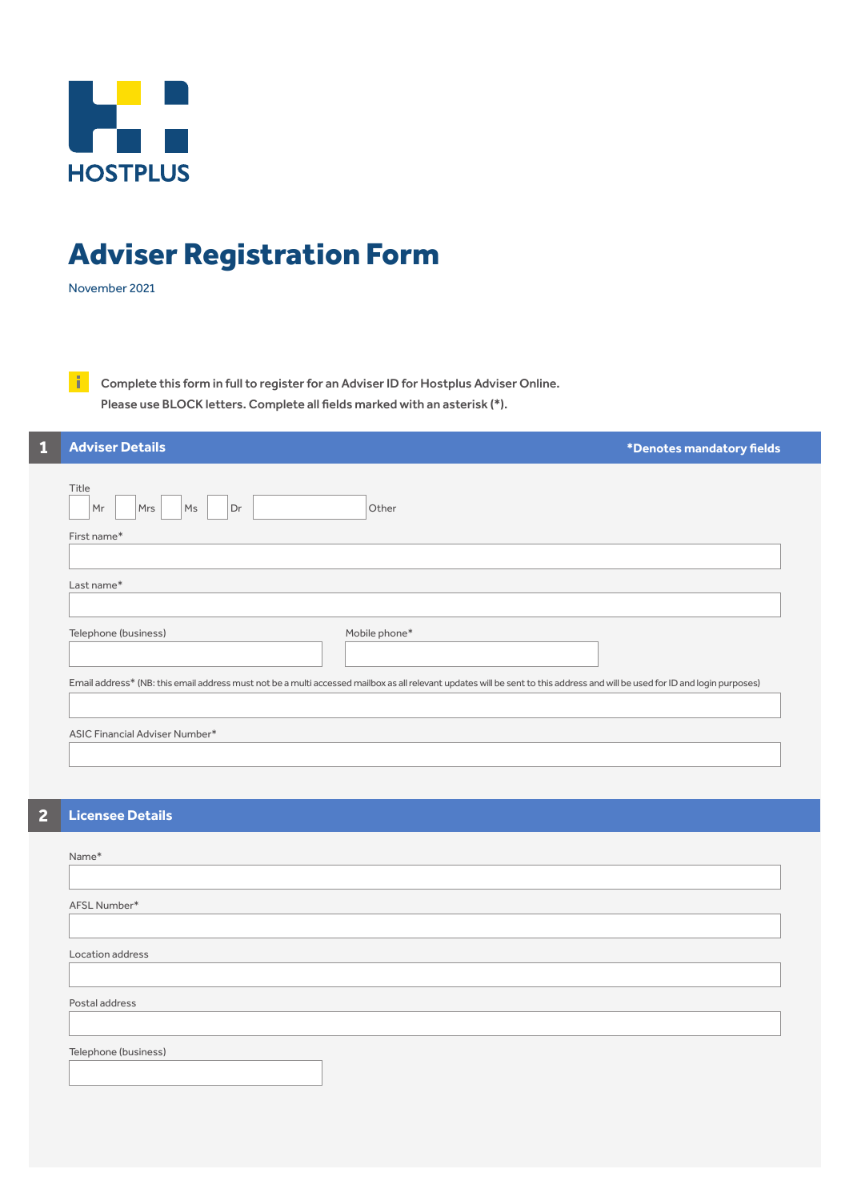HOSTPLUS

# Adviser Registration Form

November 2021

Complete this form in full to register for an Adviser ID for Hostplus Adviser Online.
Please use BLOCK letters. Complete all fields marked with an asterisk (*).

## 1 Adviser Details

*Denotes mandatory fields

Title

☐ Mr ☐ Mrs ☐ Ms ☐ Dr ☐ Other

First name*

Last name*

Telephone (business)

Mobile phone*

Email address* (NB: this email address must not be a multi accessed mailbox as all relevant updates will be sent to this address and will be used for ID and login purposes)

ASIC Financial Adviser Number*

## 2 Licensee Details

Name*

AFSL Number*

Location address

Postal address

Telephone (business)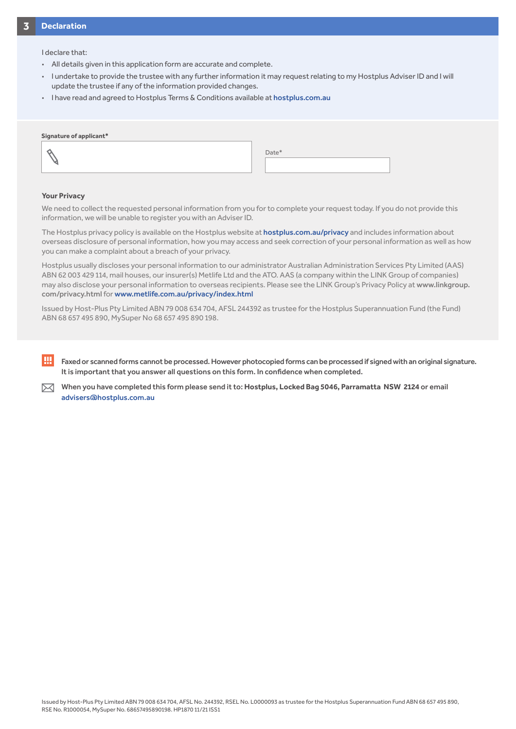## 3 Declaration

I declare that:

- All details given in this application form are accurate and complete.
- I undertake to provide the trustee with any further information it may request relating to my Hostplus Adviser ID and I will update the trustee if any of the information provided changes.
- I have read and agreed to Hostplus Terms & Conditions available at hostplus.com.au

**Signature of applicant***

Date*

### Your Privacy

We need to collect the requested personal information from you for to complete your request today. If you do not provide this information, we will be unable to register you with an Adviser ID.

The Hostplus privacy policy is available on the Hostplus website at **hostplus.com.au/privacy** and includes information about overseas disclosure of personal information, how you may access and seek correction of your personal information as well as how you can make a complaint about a breach of your privacy.

Hostplus usually discloses your personal information to our administrator Australian Administration Services Pty Limited (AAS) ABN 62 003 429 114, mail houses, our insurer(s) Metlife Ltd and the ATO. AAS (a company within the LINK Group of companies) may also disclose your personal information to overseas recipients. Please see the LINK Group's Privacy Policy at **www.linkgroup.com/privacy.html** for **www.metlife.com.au/privacy/index.html**

Issued by Host-Plus Pty Limited ABN 79 008 634 704, AFSL 244392 as trustee for the Hostplus Superannuation Fund (the Fund) ABN 68 657 495 890, MySuper No 68 657 495 890 198.

**Faxed or scanned forms cannot be processed. However photocopied forms can be processed if signed with an original signature. It is important that you answer all questions on this form. In confidence when completed.**

**When you have completed this form please send it to: Hostplus, Locked Bag 5046, Parramatta NSW 2124** or email advisers@hostplus.com.au

Issued by Host-Plus Pty Limited ABN 79 008 634 704, AFSL No. 244392, RSEL No. L0000093 as trustee for the Hostplus Superannuation Fund ABN 68 657 495 890, RSE No. R1000054, MySuper No. 68657495890198. HP1870 11/21 ISS1